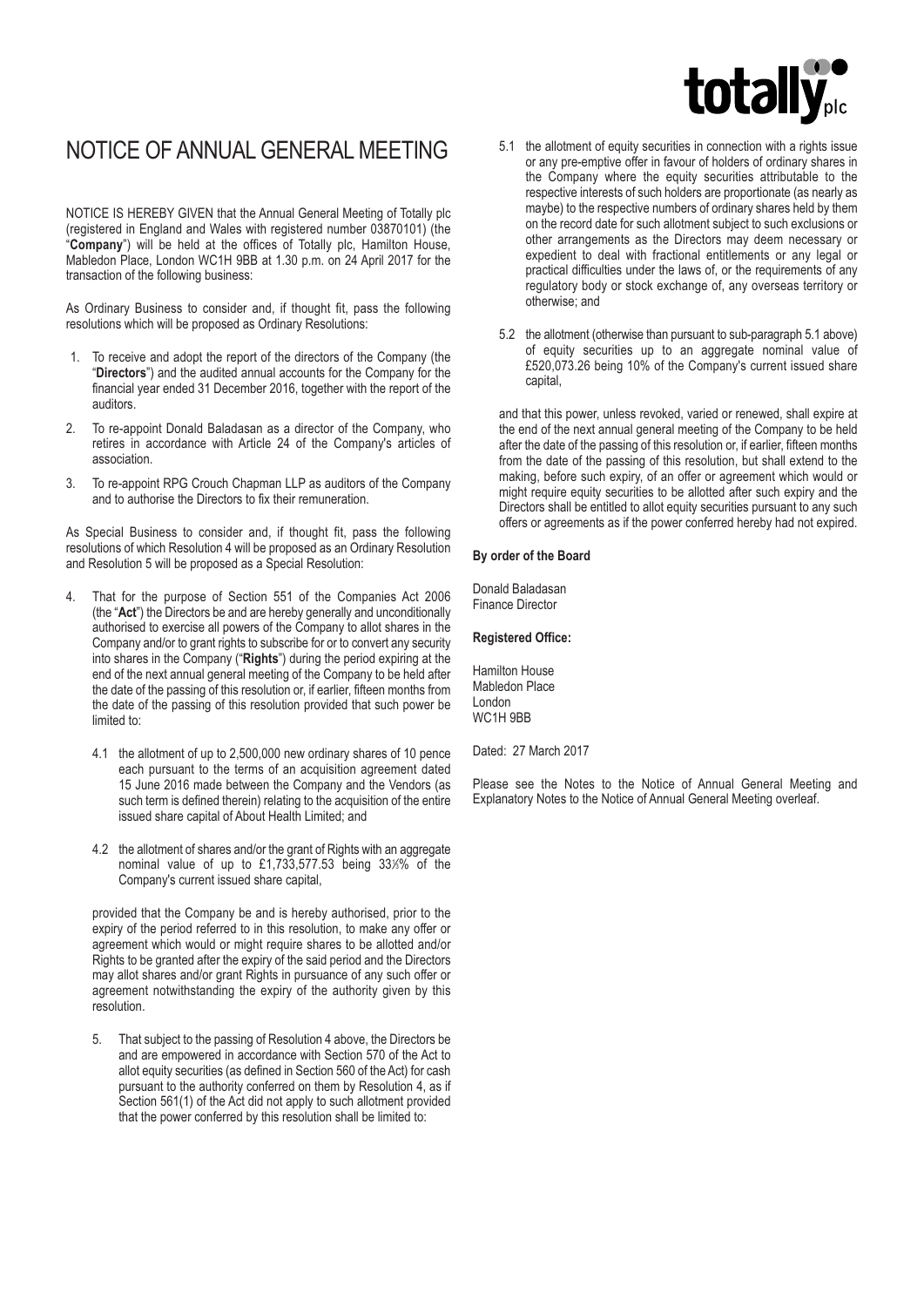# NOTICE OF ANNUAL GENERAL MEETING

NOTICE IS HEREBY GIVEN that the Annual General Meeting of Totally plc (registered in England and Wales with registered number 03870101) (the "**Company**") will be held at the offices of Totally plc, Hamilton House, Mabledon Place, London WC1H 9BB at 1.30 p.m. on 24 April 2017 for the transaction of the following business:

As Ordinary Business to consider and, if thought fit, pass the following resolutions which will be proposed as Ordinary Resolutions:

1. To receive and adopt the report of the directors of the Company (the "**Directors**") and the audited annual accounts for the Company for the financial year ended 31 December 2016, together with the report of the auditors.
2. To re-appoint Donald Baladasan as a director of the Company, who retires in accordance with Article 24 of the Company's articles of association.
3. To re-appoint RPG Crouch Chapman LLP as auditors of the Company and to authorise the Directors to fix their remuneration.

As Special Business to consider and, if thought fit, pass the following resolutions of which Resolution 4 will be proposed as an Ordinary Resolution and Resolution 5 will be proposed as a Special Resolution:

4. That for the purpose of Section 551 of the Companies Act 2006 (the "**Act**") the Directors be and are hereby generally and unconditionally authorised to exercise all powers of the Company to allot shares in the Company and/or to grant rights to subscribe for or to convert any security into shares in the Company ("**Rights**") during the period expiring at the end of the next annual general meeting of the Company to be held after the date of the passing of this resolution or, if earlier, fifteen months from the date of the passing of this resolution provided that such power be limited to:

   4.1 the allotment of up to 2,500,000 new ordinary shares of 10 pence each pursuant to the terms of an acquisition agreement dated 15 June 2016 made between the Company and the Vendors (as such term is defined therein) relating to the acquisition of the entire issued share capital of About Health Limited; and

   4.2 the allotment of shares and/or the grant of Rights with an aggregate nominal value of up to £1,733,577.53 being 33⅓% of the Company's current issued share capital,

   provided that the Company be and is hereby authorised, prior to the expiry of the period referred to in this resolution, to make any offer or agreement which would or might require shares to be allotted and/or Rights to be granted after the expiry of the said period and the Directors may allot shares and/or grant Rights in pursuance of any such offer or agreement notwithstanding the expiry of the authority given by this resolution.

5. That subject to the passing of Resolution 4 above, the Directors be and are empowered in accordance with Section 570 of the Act to allot equity securities (as defined in Section 560 of the Act) for cash pursuant to the authority conferred on them by Resolution 4, as if Section 561(1) of the Act did not apply to such allotment provided that the power conferred by this resolution shall be limited to:

   5.1 the allotment of equity securities in connection with a rights issue or any pre-emptive offer in favour of holders of ordinary shares in the Company where the equity securities attributable to the respective interests of such holders are proportionate (as nearly as maybe) to the respective numbers of ordinary shares held by them on the record date for such allotment subject to such exclusions or other arrangements as the Directors may deem necessary or expedient to deal with fractional entitlements or any legal or practical difficulties under the laws of, or the requirements of any regulatory body or stock exchange of, any overseas territory or otherwise; and

   5.2 the allotment (otherwise than pursuant to sub-paragraph 5.1 above) of equity securities up to an aggregate nominal value of £520,073.26 being 10% of the Company's current issued share capital,

   and that this power, unless revoked, varied or renewed, shall expire at the end of the next annual general meeting of the Company to be held after the date of the passing of this resolution or, if earlier, fifteen months from the date of the passing of this resolution, but shall extend to the making, before such expiry, of an offer or agreement which would or might require equity securities to be allotted after such expiry and the Directors shall be entitled to allot equity securities pursuant to any such offers or agreements as if the power conferred hereby had not expired.

**By order of the Board**

Donald Baladasan
Finance Director

**Registered Office:**

Hamilton House
Mabledon Place
London
WC1H 9BB

Dated: 27 March 2017

Please see the Notes to the Notice of Annual General Meeting and Explanatory Notes to the Notice of Annual General Meeting overleaf.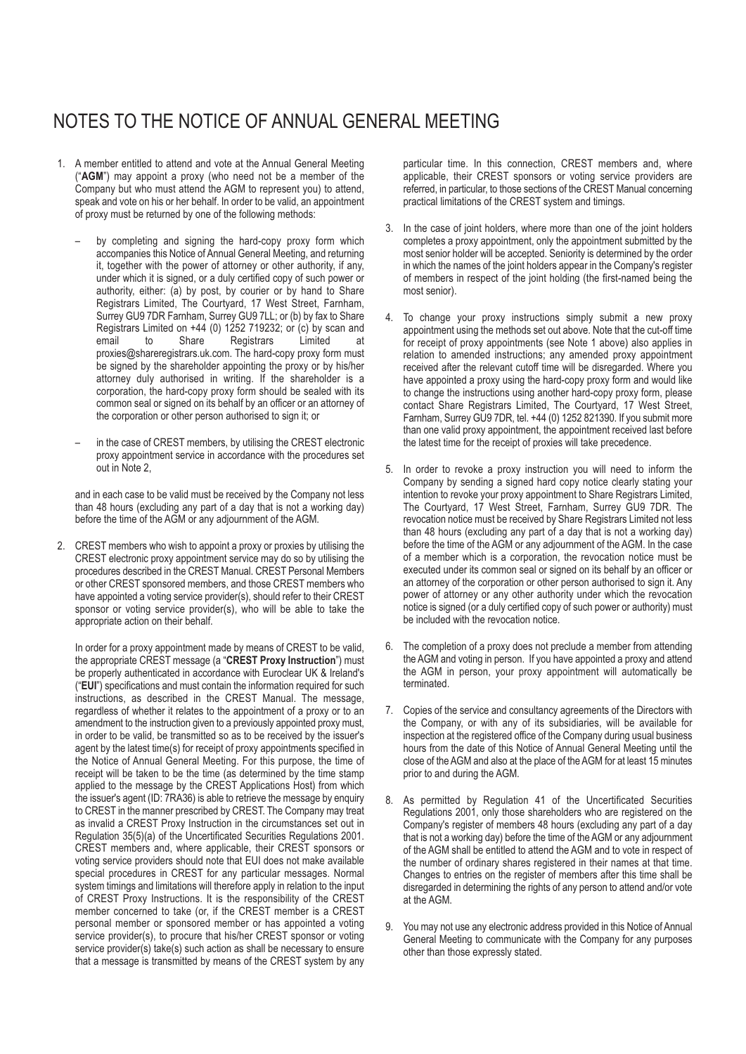# NOTES TO THE NOTICE OF ANNUAL GENERAL MEETING

1. A member entitled to attend and vote at the Annual General Meeting ("**AGM**") may appoint a proxy (who need not be a member of the Company but who must attend the AGM to represent you) to attend, speak and vote on his or her behalf. In order to be valid, an appointment of proxy must be returned by one of the following methods:

   – by completing and signing the hard-copy proxy form which accompanies this Notice of Annual General Meeting, and returning it, together with the power of attorney or other authority, if any, under which it is signed, or a duly certified copy of such power or authority, either: (a) by post, by courier or by hand to Share Registrars Limited, The Courtyard, 17 West Street, Farnham, Surrey GU9 7DR Farnham, Surrey GU9 7LL; or (b) by fax to Share Registrars Limited on +44 (0) 1252 719232; or (c) by scan and email to Share Registrars Limited at proxies@shareregistrars.uk.com. The hard-copy proxy form must be signed by the shareholder appointing the proxy or by his/her attorney duly authorised in writing. If the shareholder is a corporation, the hard-copy proxy form should be sealed with its common seal or signed on its behalf by an officer or an attorney of the corporation or other person authorised to sign it; or

   – in the case of CREST members, by utilising the CREST electronic proxy appointment service in accordance with the procedures set out in Note 2,

   and in each case to be valid must be received by the Company not less than 48 hours (excluding any part of a day that is not a working day) before the time of the AGM or any adjournment of the AGM.

2. CREST members who wish to appoint a proxy or proxies by utilising the CREST electronic proxy appointment service may do so by utilising the procedures described in the CREST Manual. CREST Personal Members or other CREST sponsored members, and those CREST members who have appointed a voting service provider(s), should refer to their CREST sponsor or voting service provider(s), who will be able to take the appropriate action on their behalf.

   In order for a proxy appointment made by means of CREST to be valid, the appropriate CREST message (a "**CREST Proxy Instruction**") must be properly authenticated in accordance with Euroclear UK & Ireland's ("**EUI**") specifications and must contain the information required for such instructions, as described in the CREST Manual. The message, regardless of whether it relates to the appointment of a proxy or to an amendment to the instruction given to a previously appointed proxy must, in order to be valid, be transmitted so as to be received by the issuer's agent by the latest time(s) for receipt of proxy appointments specified in the Notice of Annual General Meeting. For this purpose, the time of receipt will be taken to be the time (as determined by the time stamp applied to the message by the CREST Applications Host) from which the issuer's agent (ID: 7RA36) is able to retrieve the message by enquiry to CREST in the manner prescribed by CREST. The Company may treat as invalid a CREST Proxy Instruction in the circumstances set out in Regulation 35(5)(a) of the Uncertificated Securities Regulations 2001. CREST members and, where applicable, their CREST sponsors or voting service providers should note that EUI does not make available special procedures in CREST for any particular messages. Normal system timings and limitations will therefore apply in relation to the input of CREST Proxy Instructions. It is the responsibility of the CREST member concerned to take (or, if the CREST member is a CREST personal member or sponsored member or has appointed a voting service provider(s), to procure that his/her CREST sponsor or voting service provider(s) take(s) such action as shall be necessary to ensure that a message is transmitted by means of the CREST system by any particular time. In this connection, CREST members and, where applicable, their CREST sponsors or voting service providers are referred, in particular, to those sections of the CREST Manual concerning practical limitations of the CREST system and timings.

3. In the case of joint holders, where more than one of the joint holders completes a proxy appointment, only the appointment submitted by the most senior holder will be accepted. Seniority is determined by the order in which the names of the joint holders appear in the Company's register of members in respect of the joint holding (the first-named being the most senior).

4. To change your proxy instructions simply submit a new proxy appointment using the methods set out above. Note that the cut-off time for receipt of proxy appointments (see Note 1 above) also applies in relation to amended instructions; any amended proxy appointment received after the relevant cutoff time will be disregarded. Where you have appointed a proxy using the hard-copy proxy form and would like to change the instructions using another hard-copy proxy form, please contact Share Registrars Limited, The Courtyard, 17 West Street, Farnham, Surrey GU9 7DR, tel. +44 (0) 1252 821390. If you submit more than one valid proxy appointment, the appointment received last before the latest time for the receipt of proxies will take precedence.

5. In order to revoke a proxy instruction you will need to inform the Company by sending a signed hard copy notice clearly stating your intention to revoke your proxy appointment to Share Registrars Limited, The Courtyard, 17 West Street, Farnham, Surrey GU9 7DR. The revocation notice must be received by Share Registrars Limited not less than 48 hours (excluding any part of a day that is not a working day) before the time of the AGM or any adjournment of the AGM. In the case of a member which is a corporation, the revocation notice must be executed under its common seal or signed on its behalf by an officer or an attorney of the corporation or other person authorised to sign it. Any power of attorney or any other authority under which the revocation notice is signed (or a duly certified copy of such power or authority) must be included with the revocation notice.

6. The completion of a proxy does not preclude a member from attending the AGM and voting in person. If you have appointed a proxy and attend the AGM in person, your proxy appointment will automatically be terminated.

7. Copies of the service and consultancy agreements of the Directors with the Company, or with any of its subsidiaries, will be available for inspection at the registered office of the Company during usual business hours from the date of this Notice of Annual General Meeting until the close of the AGM and also at the place of the AGM for at least 15 minutes prior to and during the AGM.

8. As permitted by Regulation 41 of the Uncertificated Securities Regulations 2001, only those shareholders who are registered on the Company's register of members 48 hours (excluding any part of a day that is not a working day) before the time of the AGM or any adjournment of the AGM shall be entitled to attend the AGM and to vote in respect of the number of ordinary shares registered in their names at that time. Changes to entries on the register of members after this time shall be disregarded in determining the rights of any person to attend and/or vote at the AGM.

9. You may not use any electronic address provided in this Notice of Annual General Meeting to communicate with the Company for any purposes other than those expressly stated.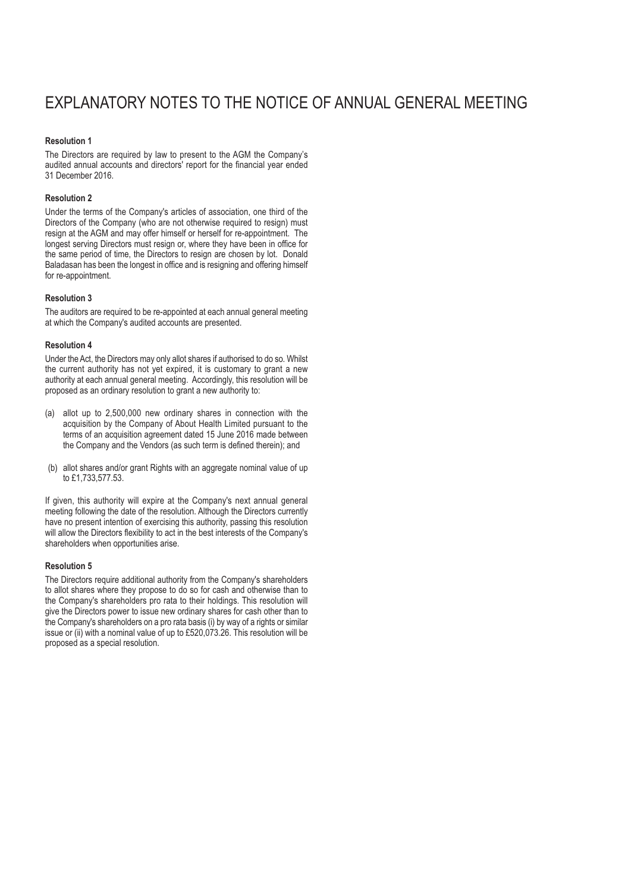# EXPLANATORY NOTES TO THE NOTICE OF ANNUAL GENERAL MEETING

**Resolution 1**

The Directors are required by law to present to the AGM the Company's audited annual accounts and directors' report for the financial year ended 31 December 2016.

**Resolution 2**

Under the terms of the Company's articles of association, one third of the Directors of the Company (who are not otherwise required to resign) must resign at the AGM and may offer himself or herself for re-appointment. The longest serving Directors must resign or, where they have been in office for the same period of time, the Directors to resign are chosen by lot. Donald Baladasan has been the longest in office and is resigning and offering himself for re-appointment.

**Resolution 3**

The auditors are required to be re-appointed at each annual general meeting at which the Company's audited accounts are presented.

**Resolution 4**

Under the Act, the Directors may only allot shares if authorised to do so. Whilst the current authority has not yet expired, it is customary to grant a new authority at each annual general meeting. Accordingly, this resolution will be proposed as an ordinary resolution to grant a new authority to:

(a) allot up to 2,500,000 new ordinary shares in connection with the acquisition by the Company of About Health Limited pursuant to the terms of an acquisition agreement dated 15 June 2016 made between the Company and the Vendors (as such term is defined therein); and

(b) allot shares and/or grant Rights with an aggregate nominal value of up to £1,733,577.53.

If given, this authority will expire at the Company's next annual general meeting following the date of the resolution. Although the Directors currently have no present intention of exercising this authority, passing this resolution will allow the Directors flexibility to act in the best interests of the Company's shareholders when opportunities arise.

**Resolution 5**

The Directors require additional authority from the Company's shareholders to allot shares where they propose to do so for cash and otherwise than to the Company's shareholders pro rata to their holdings. This resolution will give the Directors power to issue new ordinary shares for cash other than to the Company's shareholders on a pro rata basis (i) by way of a rights or similar issue or (ii) with a nominal value of up to £520,073.26. This resolution will be proposed as a special resolution.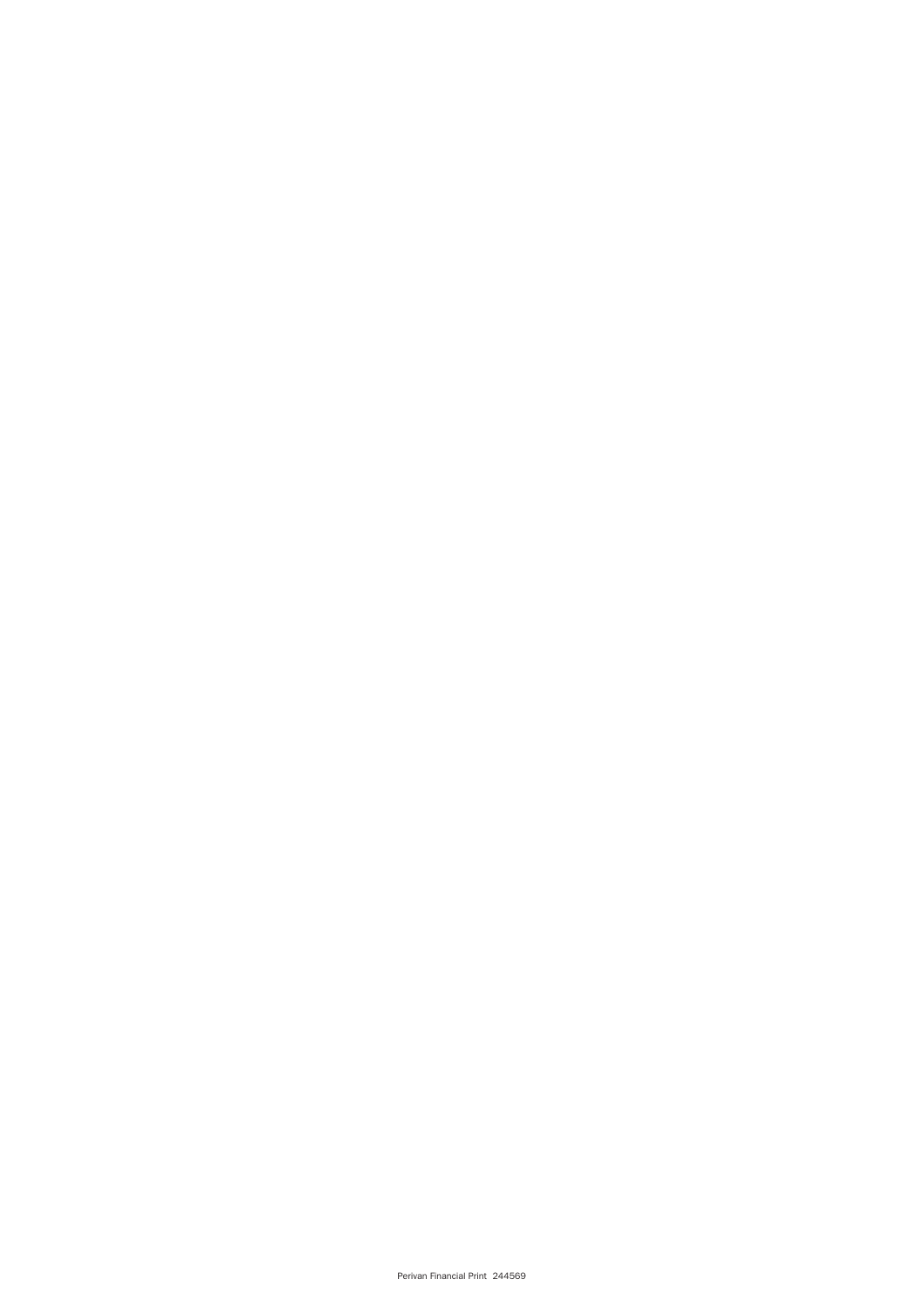Perivan Financial Print 244569